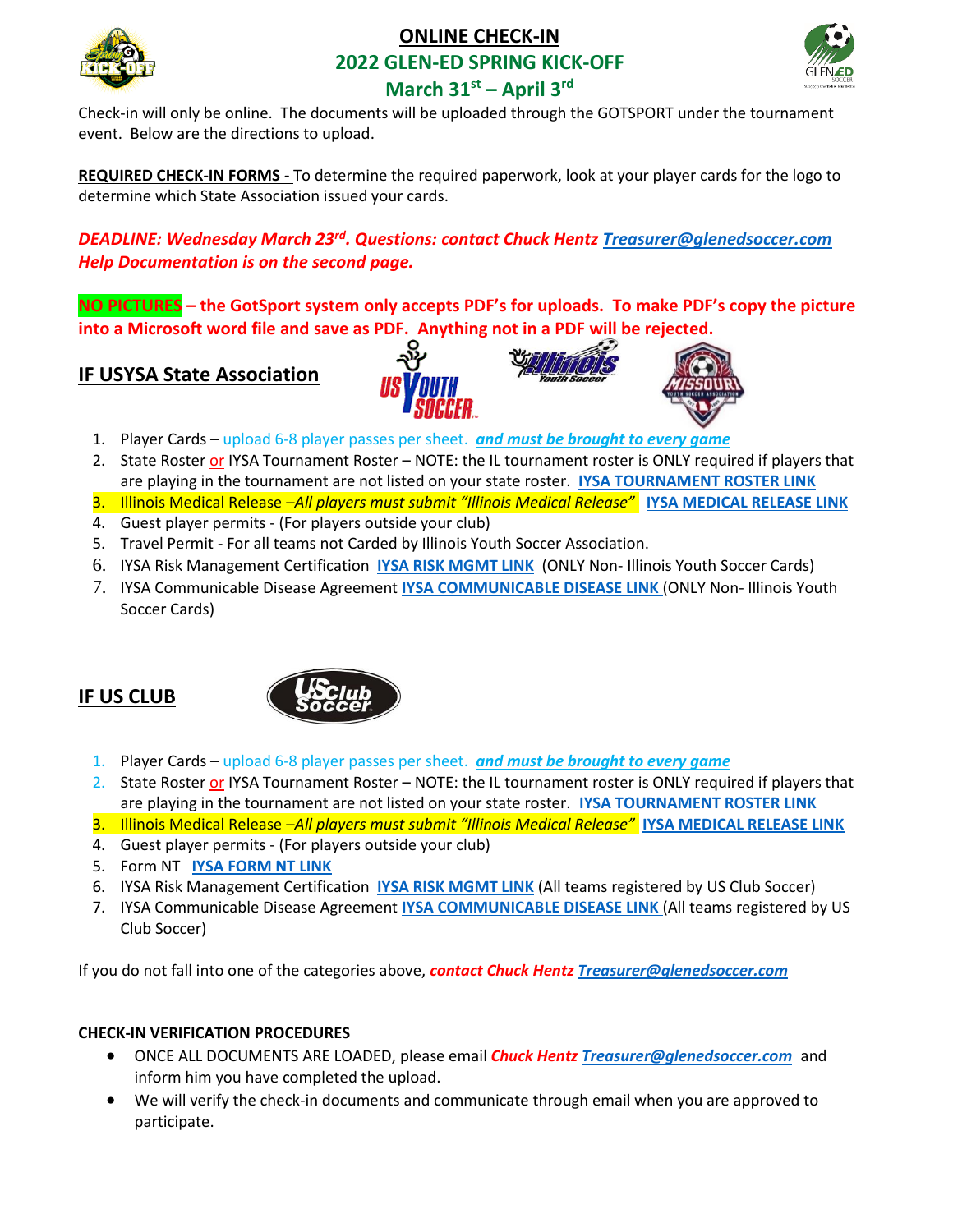# ONLINE CHECK-IN

## 2022 GLEN-ED SPRING KICK-OFF

## March 31st – April 3rd

Check-in will only be online. The documents will be uploaded through the GOTSPORT under the tournament event. Below are the directions to upload.

**REQUIRED CHECK-IN FORMS -** To determine the required paperwork, look at your player cards for the logo to determine which State Association issued your cards.

***DEADLINE: Wednesday March 23rd. Questions: contact Chuck Hentz Treasurer@glenedsoccer.com***
***Help Documentation is on the second page.***

**NO PICTURES – the GotSport system only accepts PDF's for uploads. To make PDF's copy the picture into a Microsoft word file and save as PDF. Anything not in a PDF will be rejected.**

## IF USYSA State Association

1. Player Cards – upload 6-8 player passes per sheet. ***and must be brought to every game***
2. State Roster or IYSA Tournament Roster – NOTE: the IL tournament roster is ONLY required if players that are playing in the tournament are not listed on your state roster. **IYSA TOURNAMENT ROSTER LINK**
3. Illinois Medical Release –*All players must submit "Illinois Medical Release"* **IYSA MEDICAL RELEASE LINK**
4. Guest player permits - (For players outside your club)
5. Travel Permit - For all teams not Carded by Illinois Youth Soccer Association.
6. IYSA Risk Management Certification **IYSA RISK MGMT LINK** (ONLY Non- Illinois Youth Soccer Cards)
7. IYSA Communicable Disease Agreement **IYSA COMMUNICABLE DISEASE LINK** (ONLY Non- Illinois Youth Soccer Cards)

## IF US CLUB

1. Player Cards – upload 6-8 player passes per sheet. ***and must be brought to every game***
2. State Roster or IYSA Tournament Roster – NOTE: the IL tournament roster is ONLY required if players that are playing in the tournament are not listed on your state roster. **IYSA TOURNAMENT ROSTER LINK**
3. Illinois Medical Release –*All players must submit "Illinois Medical Release"* **IYSA MEDICAL RELEASE LINK**
4. Guest player permits - (For players outside your club)
5. Form NT **IYSA FORM NT LINK**
6. IYSA Risk Management Certification **IYSA RISK MGMT LINK** (All teams registered by US Club Soccer)
7. IYSA Communicable Disease Agreement **IYSA COMMUNICABLE DISEASE LINK** (All teams registered by US Club Soccer)

If you do not fall into one of the categories above, ***contact Chuck Hentz Treasurer@glenedsoccer.com***

**CHECK-IN VERIFICATION PROCEDURES**

- ONCE ALL DOCUMENTS ARE LOADED, please email ***Chuck Hentz Treasurer@glenedsoccer.com*** and inform him you have completed the upload.
- We will verify the check-in documents and communicate through email when you are approved to participate.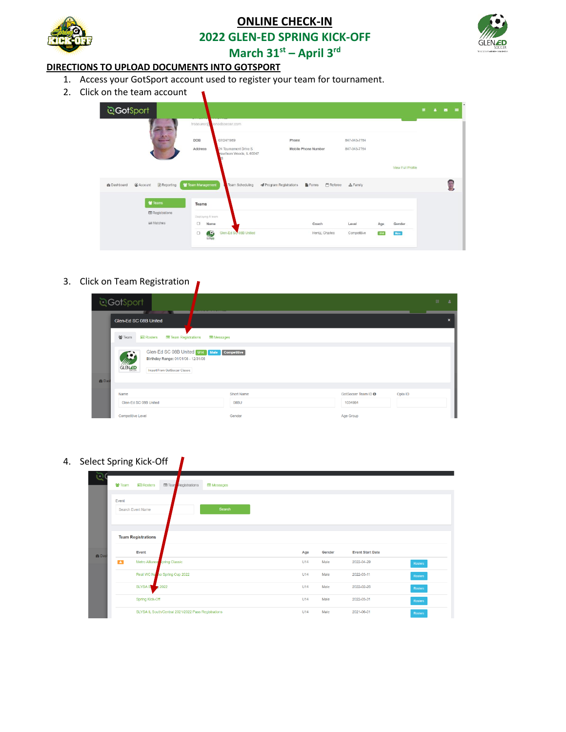# ONLINE CHECK-IN

## 2022 GLEN-ED SPRING KICK-OFF

## March 31st – April 3rd

**DIRECTIONS TO UPLOAD DOCUMENTS INTO GOTSPORT**

1. Access your GotSport account used to register your team for tournament.
2. Click on the team account
3. Click on Team Registration
4. Select Spring Kick-Off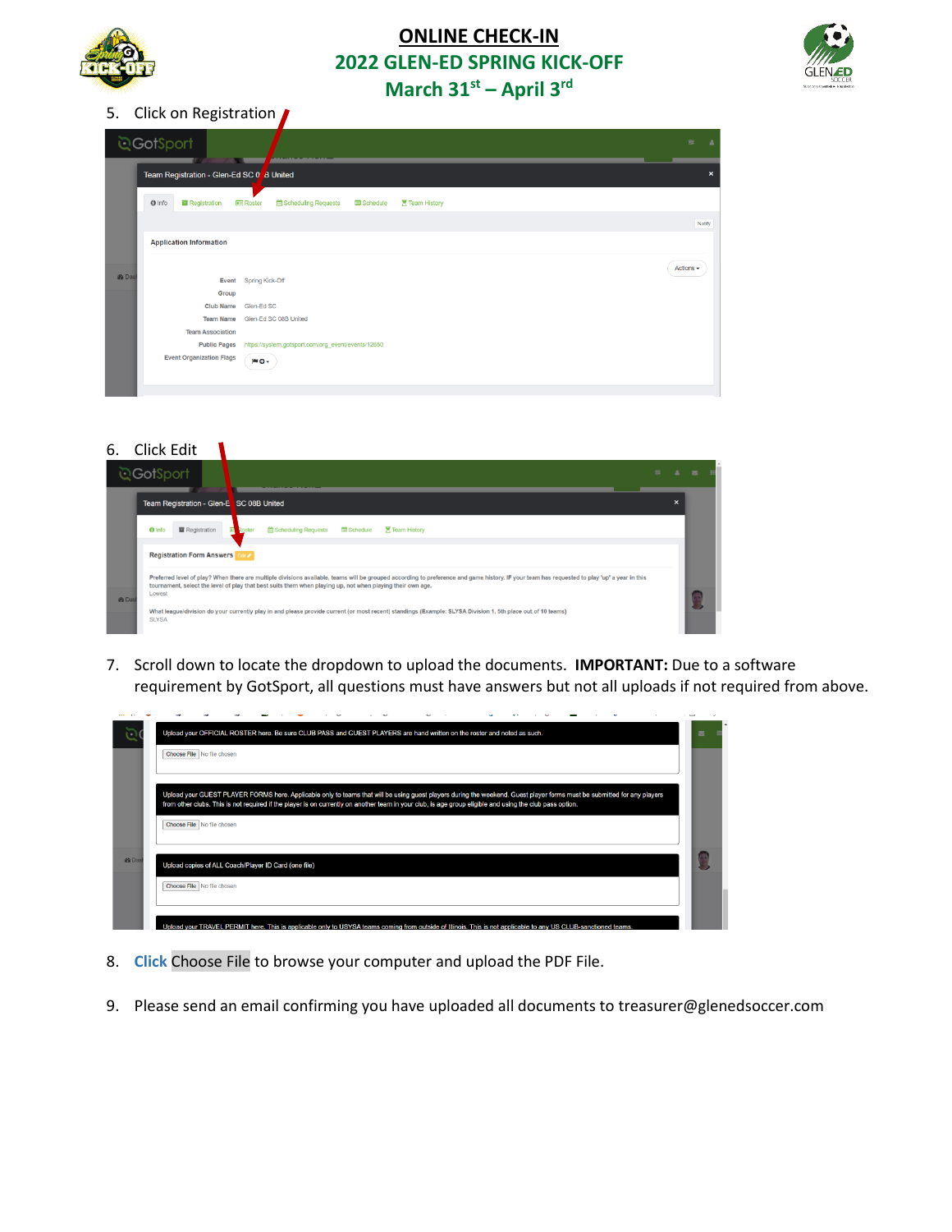# ONLINE CHECK-IN

## 2022 GLEN-ED SPRING KICK-OFF

## March 31st – April 3rd

5. Click on Registration

6. Click Edit

7. Scroll down to locate the dropdown to upload the documents. **IMPORTANT:** Due to a software requirement by GotSport, all questions must have answers but not all uploads if not required from above.

8. Click Choose File to browse your computer and upload the PDF File.

9. Please send an email confirming you have uploaded all documents to treasurer@glenedsoccer.com